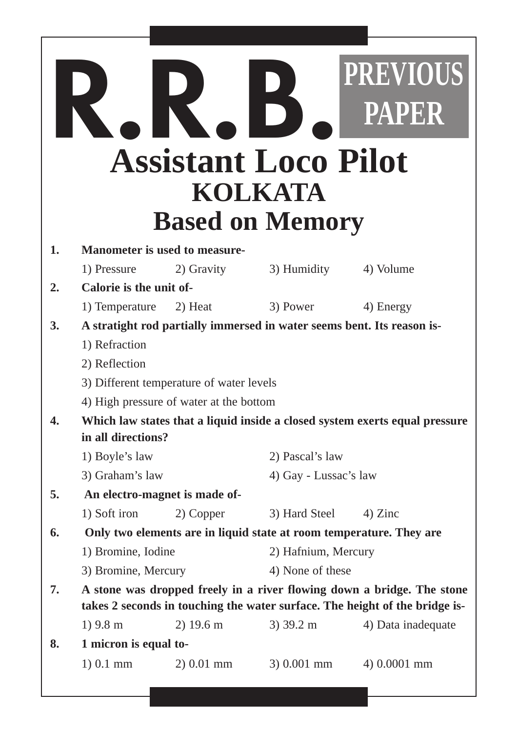# R.R.B. PREVIOUS PAPER

# Assistant Loco Pilot

## KOLKATA

## Based on Memory

**1. Manometer is used to measure-**

1) Pressure 2) Gravity 3) Humidity 4) Volume

**2. Calorie is the unit of-**

1) Temperature 2) Heat 3) Power 4) Energy

**3. A stratight rod partially immersed in water seems bent. Its reason is-**

1) Refraction

2) Reflection

3) Different temperature of water levels

4) High pressure of water at the bottom

**4. Which law states that a liquid inside a closed system exerts equal pressure in all directions?**

1) Boyle's law 2) Pascal's law

3) Graham's law 4) Gay - Lussac's law

**5. An electro-magnet is made of-**

1) Soft iron 2) Copper 3) Hard Steel 4) Zinc

**6. Only two elements are in liquid state at room temperature. They are**

1) Bromine, Iodine 2) Hafnium, Mercury

3) Bromine, Mercury 4) None of these

**7. A stone was dropped freely in a river flowing down a bridge. The stone takes 2 seconds in touching the water surface. The height of the bridge is-**

1) 9.8 m 2) 19.6 m 3) 39.2 m 4) Data inadequate

**8. 1 micron is equal to-**

1) 0.1 mm 2) 0.01 mm 3) 0.001 mm 4) 0.0001 mm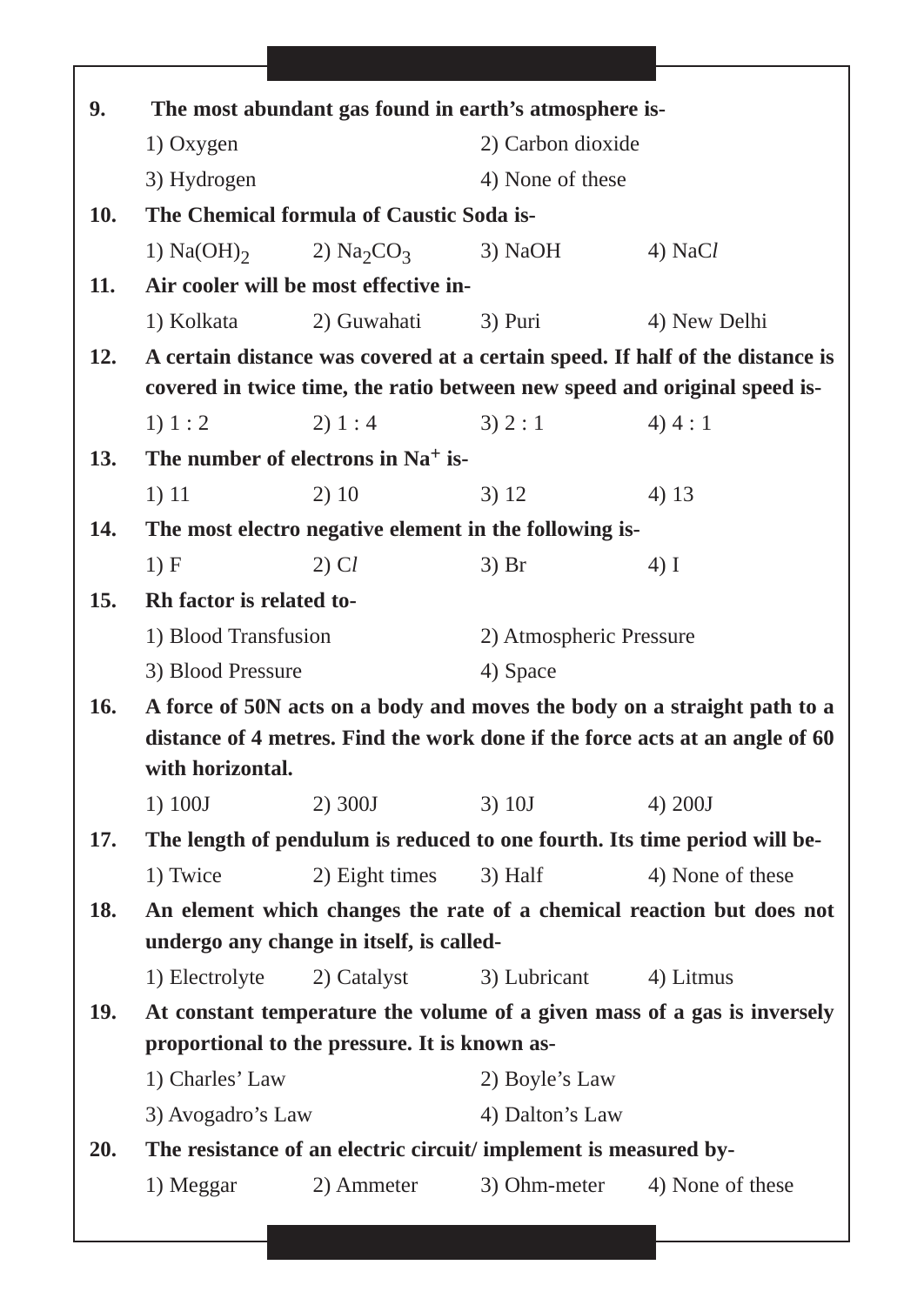**9. The most abundant gas found in earth's atmosphere is-**

1) Oxygen
2) Carbon dioxide
3) Hydrogen
4) None of these

**10. The Chemical formula of Caustic Soda is-**

1) $Na(OH)_2$
2) $Na_2CO_3$
3) NaOH
4) NaC*l*

**11. Air cooler will be most effective in-**

1) Kolkata
2) Guwahati
3) Puri
4) New Delhi

**12. A certain distance was covered at a certain speed. If half of the distance is covered in twice time, the ratio between new speed and original speed is-**

1) 1 : 2
2) 1 : 4
3) 2 : 1
4) 4 : 1

**13. The number of electrons in $Na^+$ is-**

1) 11
2) 10
3) 12
4) 13

**14. The most electro negative element in the following is-**

1) F
2) C*l*
3) Br
4) I

**15. Rh factor is related to-**

1) Blood Transfusion
2) Atmospheric Pressure
3) Blood Pressure
4) Space

**16. A force of 50N acts on a body and moves the body on a straight path to a distance of 4 metres. Find the work done if the force acts at an angle of 60 with horizontal.**

1) 100J
2) 300J
3) 10J
4) 200J

**17. The length of pendulum is reduced to one fourth. Its time period will be-**

1) Twice
2) Eight times
3) Half
4) None of these

**18. An element which changes the rate of a chemical reaction but does not undergo any change in itself, is called-**

1) Electrolyte
2) Catalyst
3) Lubricant
4) Litmus

**19. At constant temperature the volume of a given mass of a gas is inversely proportional to the pressure. It is known as-**

1) Charles' Law
2) Boyle's Law
3) Avogadro's Law
4) Dalton's Law

**20. The resistance of an electric circuit/ implement is measured by-**

1) Meggar
2) Ammeter
3) Ohm-meter
4) None of these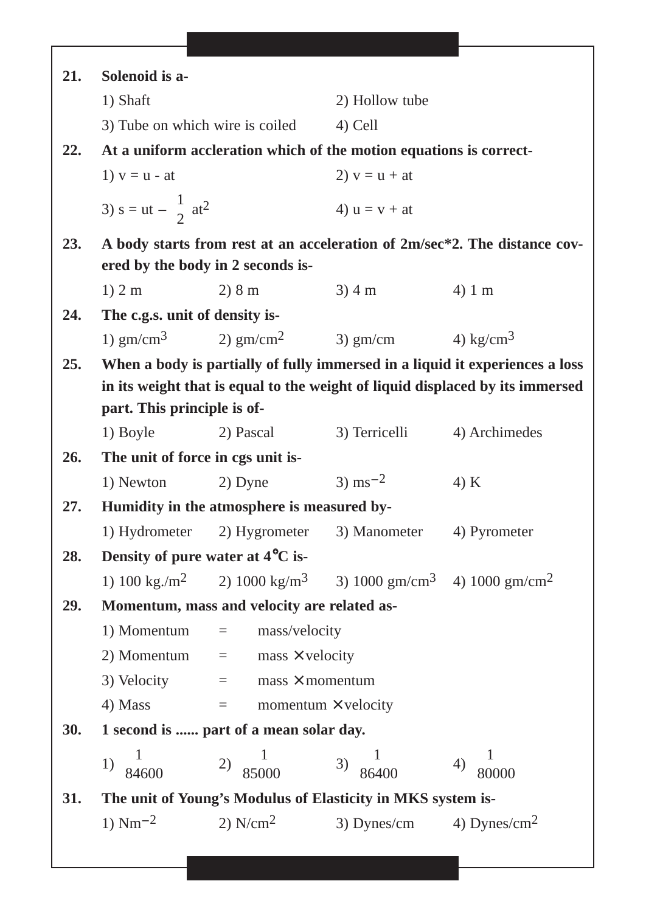**21. Solenoid is a-**

1) Shaft
2) Hollow tube
3) Tube on which wire is coiled
4) Cell

**22. At a uniform accleration which of the motion equations is correct-**

1) $v = u - at$
2) $v = u + at$
3) $s = ut - \frac{1}{2} at^2$
4) $u = v + at$

**23. A body starts from rest at an acceleration of 2m/sec*2. The distance covered by the body in 2 seconds is-**

1) 2 m
2) 8 m
3) 4 m
4) 1 m

**24. The c.g.s. unit of density is-**

1) $gm/cm^3$
2) $gm/cm^2$
3) gm/cm
4) $kg/cm^3$

**25. When a body is partially of fully immersed in a liquid it experiences a loss in its weight that is equal to the weight of liquid displaced by its immersed part. This principle is of-**

1) Boyle
2) Pascal
3) Terricelli
4) Archimedes

**26. The unit of force in cgs unit is-**

1) Newton
2) Dyne
3) $ms^{-2}$
4) K

**27. Humidity in the atmosphere is measured by-**

1) Hydrometer
2) Hygrometer
3) Manometer
4) Pyrometer

**28. Density of pure water at 4°C is-**

1) $100\ kg./m^2$
2) $1000\ kg/m^3$
3) $1000\ gm/cm^3$
4) $1000\ gm/cm^2$

**29. Momentum, mass and velocity are related as-**

1) Momentum = mass/velocity
2) Momentum = mass × velocity
3) Velocity = mass × momentum
4) Mass = momentum × velocity

**30. 1 second is ...... part of a mean solar day.**

1) $\frac{1}{84600}$
2) $\frac{1}{85000}$
3) $\frac{1}{86400}$
4) $\frac{1}{80000}$

**31. The unit of Young's Modulus of Elasticity in MKS system is-**

1) $Nm^{-2}$
2) $N/cm^2$
3) Dynes/cm
4) $Dynes/cm^2$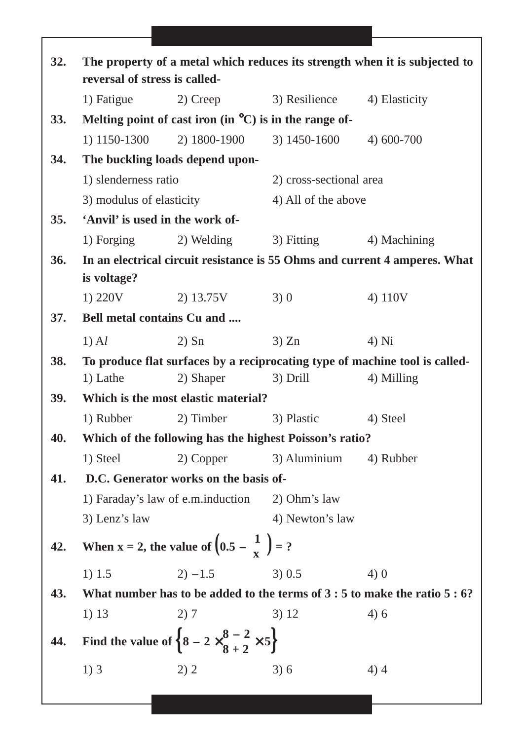**32. The property of a metal which reduces its strength when it is subjected to reversal of stress is called-**

1) Fatigue 2) Creep 3) Resilience 4) Elasticity

**33. Melting point of cast iron (in °C) is in the range of-**

1) 1150-1300 2) 1800-1900 3) 1450-1600 4) 600-700

**34. The buckling loads depend upon-**

1) slenderness ratio 2) cross-sectional area

3) modulus of elasticity 4) All of the above

**35. 'Anvil' is used in the work of-**

1) Forging 2) Welding 3) Fitting 4) Machining

**36. In an electrical circuit resistance is 55 Ohms and current 4 amperes. What is voltage?**

1) 220V 2) 13.75V 3) 0 4) 110V

**37. Bell metal contains Cu and ....**

1) A*l* 2) Sn 3) Zn 4) Ni

**38. To produce flat surfaces by a reciprocating type of machine tool is called-**

1) Lathe 2) Shaper 3) Drill 4) Milling

**39. Which is the most elastic material?**

1) Rubber 2) Timber 3) Plastic 4) Steel

**40. Which of the following has the highest Poisson's ratio?**

1) Steel 2) Copper 3) Aluminium 4) Rubber

**41. D.C. Generator works on the basis of-**

1) Faraday's law of e.m.induction 2) Ohm's law

3) Lenz's law 4) Newton's law

**42. When x = 2, the value of $\left(0.5 - \frac{1}{x}\right) = ?$**

1) 1.5 2) −1.5 3) 0.5 4) 0

**43. What number has to be added to the terms of 3 : 5 to make the ratio 5 : 6?**

1) 13 2) 7 3) 12 4) 6

**44. Find the value of $\left\{8 - 2 \times \frac{8 - 2}{8 + 2} \times 5\right\}$**

1) 3 2) 2 3) 6 4) 4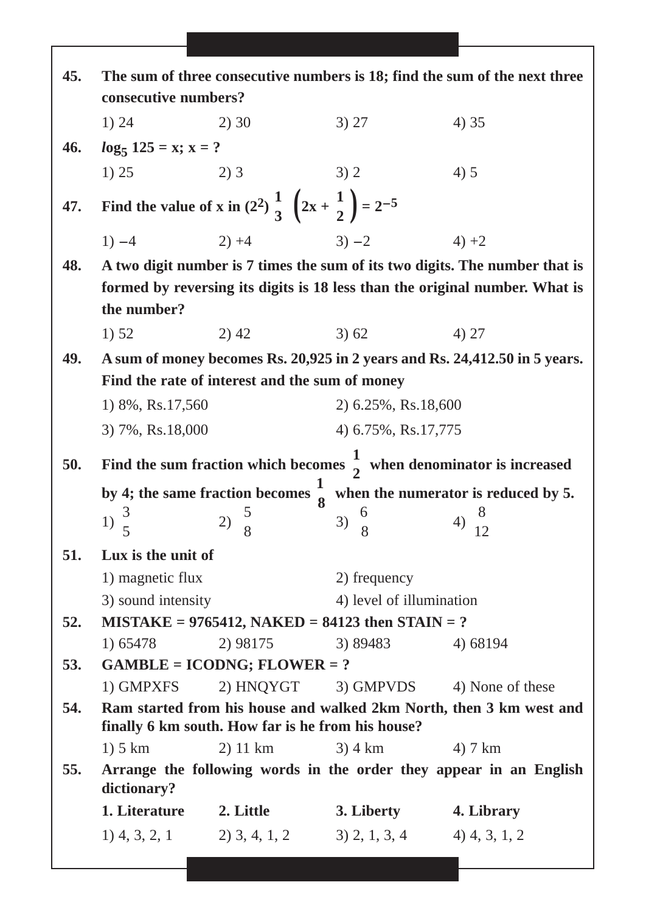**45.** **The sum of three consecutive numbers is 18; find the sum of the next three consecutive numbers?**

1) 24 2) 30 3) 27 4) 35

**46.** **$log_5$ 125 = x; x = ?**

1) 25 2) 3 3) 2 4) 5

**47.** **Find the value of x in $(2^2)^{\frac{1}{3}\left(2x + \frac{1}{2}\right)} = 2^{-5}$**

1) $-4$ 2) $+4$ 3) $-2$ 4) $+2$

**48.** **A two digit number is 7 times the sum of its two digits. The number that is formed by reversing its digits is 18 less than the original number. What is the number?**

1) 52 2) 42 3) 62 4) 27

**49.** **A sum of money becomes Rs. 20,925 in 2 years and Rs. 24,412.50 in 5 years. Find the rate of interest and the sum of money**

1) 8%, Rs.17,560 2) 6.25%, Rs.18,600

3) 7%, Rs.18,000 4) 6.75%, Rs.17,775

**50.** **Find the sum fraction which becomes $\frac{1}{2}$ when denominator is increased by 4; the same fraction becomes $\frac{1}{8}$ when the numerator is reduced by 5.**

1) $\frac{3}{5}$ 2) $\frac{5}{8}$ 3) $\frac{6}{8}$ 4) $\frac{8}{12}$

**51.** **Lux is the unit of**

1) magnetic flux 2) frequency

3) sound intensity 4) level of illumination

**52.** **MISTAKE = 9765412, NAKED = 84123 then STAIN = ?**

1) 65478 2) 98175 3) 89483 4) 68194

**53.** **GAMBLE = ICODNG; FLOWER = ?**

1) GMPXFS 2) HNQYGT 3) GMPVDS 4) None of these

**54.** **Ram started from his house and walked 2km North, then 3 km west and finally 6 km south. How far is he from his house?**

1) 5 km 2) 11 km 3) 4 km 4) 7 km

**55.** **Arrange the following words in the order they appear in an English dictionary?**

**1. Literature** **2. Little** **3. Liberty** **4. Library**

1) 4, 3, 2, 1 2) 3, 4, 1, 2 3) 2, 1, 3, 4 4) 4, 3, 1, 2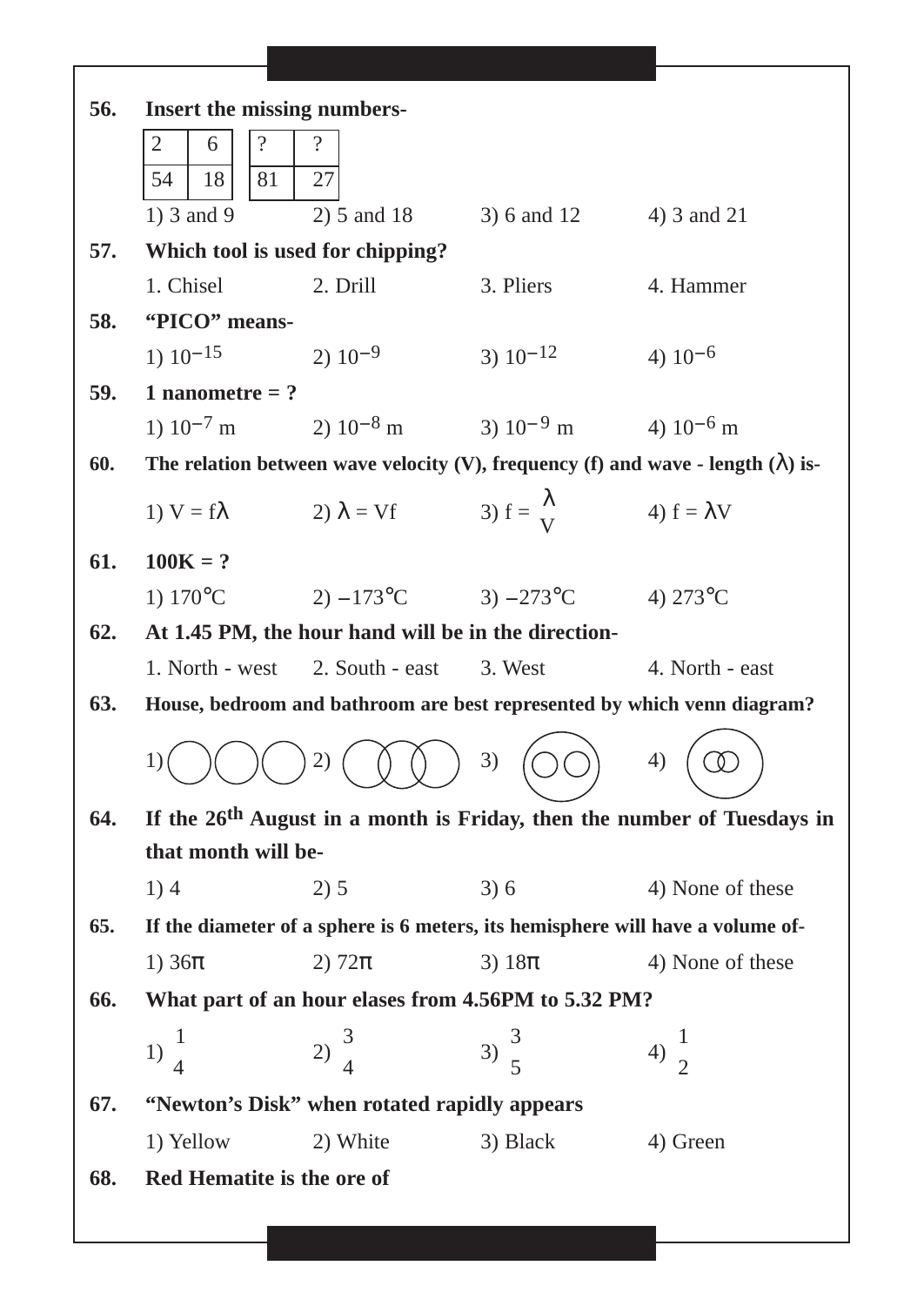**56. Insert the missing numbers-**

| 2 | 6 |
|---|---|
| 54 | 18 |

| ? | ? |
|---|---|
| 81 | 27 |

1) 3 and 9 2) 5 and 18 3) 6 and 12 4) 3 and 21

**57. Which tool is used for chipping?**

1. Chisel 2. Drill 3. Pliers 4. Hammer

**58. "PICO" means-**

1) $10^{-15}$ 2) $10^{-9}$ 3) $10^{-12}$ 4) $10^{-6}$

**59. 1 nanometre = ?**

1) $10^{-7}$ m 2) $10^{-8}$ m 3) $10^{-9}$ m 4) $10^{-6}$ m

**60. The relation between wave velocity (V), frequency (f) and wave - length ($\lambda$) is-**

1) $V = f\lambda$ 2) $\lambda = Vf$ 3) $f = \frac{\lambda}{V}$ 4) $f = \lambda V$

**61. 100K = ?**

1) 170°C 2) −173°C 3) −273°C 4) 273°C

**62. At 1.45 PM, the hour hand will be in the direction-**

1. North - west 2. South - east 3. West 4. North - east

**63. House, bedroom and bathroom are best represented by which venn diagram?**

1) 2) 3) 4)

**64. If the 26th August in a month is Friday, then the number of Tuesdays in that month will be-**

1) 4 2) 5 3) 6 4) None of these

**65. If the diameter of a sphere is 6 meters, its hemisphere will have a volume of-**

1) $36\pi$ 2) $72\pi$ 3) $18\pi$ 4) None of these

**66. What part of an hour elases from 4.56PM to 5.32 PM?**

1) $\frac{1}{4}$ 2) $\frac{3}{4}$ 3) $\frac{3}{5}$ 4) $\frac{1}{2}$

**67. "Newton's Disk" when rotated rapidly appears**

1) Yellow 2) White 3) Black 4) Green

**68. Red Hematite is the ore of**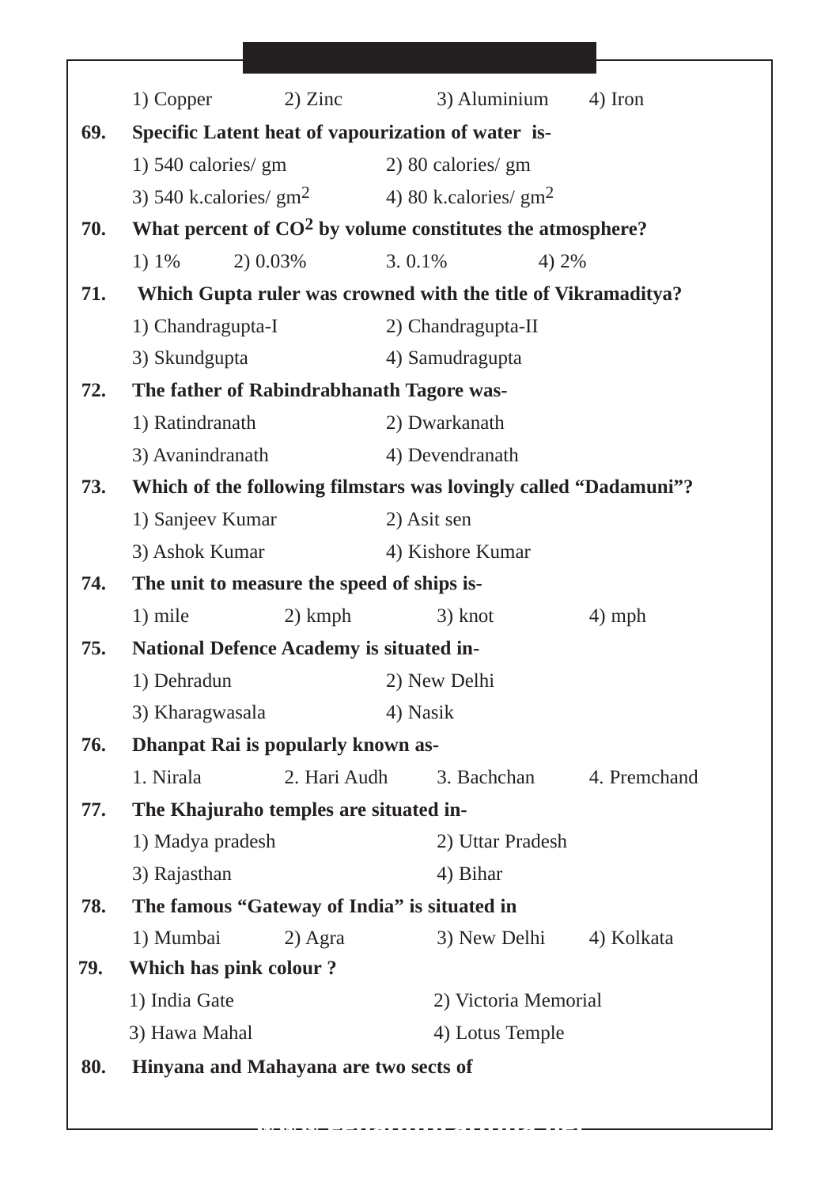1) Copper 2) Zinc 3) Aluminium 4) Iron

**69. Specific Latent heat of vapourization of water is-**

1) 540 calories/ gm 2) 80 calories/ gm

3) 540 k.calories/ $gm^2$ 4) 80 k.calories/ $gm^2$

**70. What percent of $CO^2$ by volume constitutes the atmosphere?**

1) 1% 2) 0.03% 3. 0.1% 4) 2%

**71. Which Gupta ruler was crowned with the title of Vikramaditya?**

1) Chandragupta-I 2) Chandragupta-II

3) Skundgupta 4) Samudragupta

**72. The father of Rabindrabhanath Tagore was-**

1) Ratindranath 2) Dwarkanath

3) Avanindranath 4) Devendranath

**73. Which of the following filmstars was lovingly called "Dadamuni"?**

1) Sanjeev Kumar 2) Asit sen

3) Ashok Kumar 4) Kishore Kumar

**74. The unit to measure the speed of ships is-**

1) mile 2) kmph 3) knot 4) mph

**75. National Defence Academy is situated in-**

1) Dehradun 2) New Delhi

3) Kharagwasala 4) Nasik

**76. Dhanpat Rai is popularly known as-**

1. Nirala 2. Hari Audh 3. Bachchan 4. Premchand

**77. The Khajuraho temples are situated in-**

1) Madya pradesh 2) Uttar Pradesh

3) Rajasthan 4) Bihar

**78. The famous "Gateway of India" is situated in**

1) Mumbai 2) Agra 3) New Delhi 4) Kolkata

**79. Which has pink colour ?**

1) India Gate 2) Victoria Memorial

3) Hawa Mahal 4) Lotus Temple

**80. Hinyana and Mahayana are two sects of**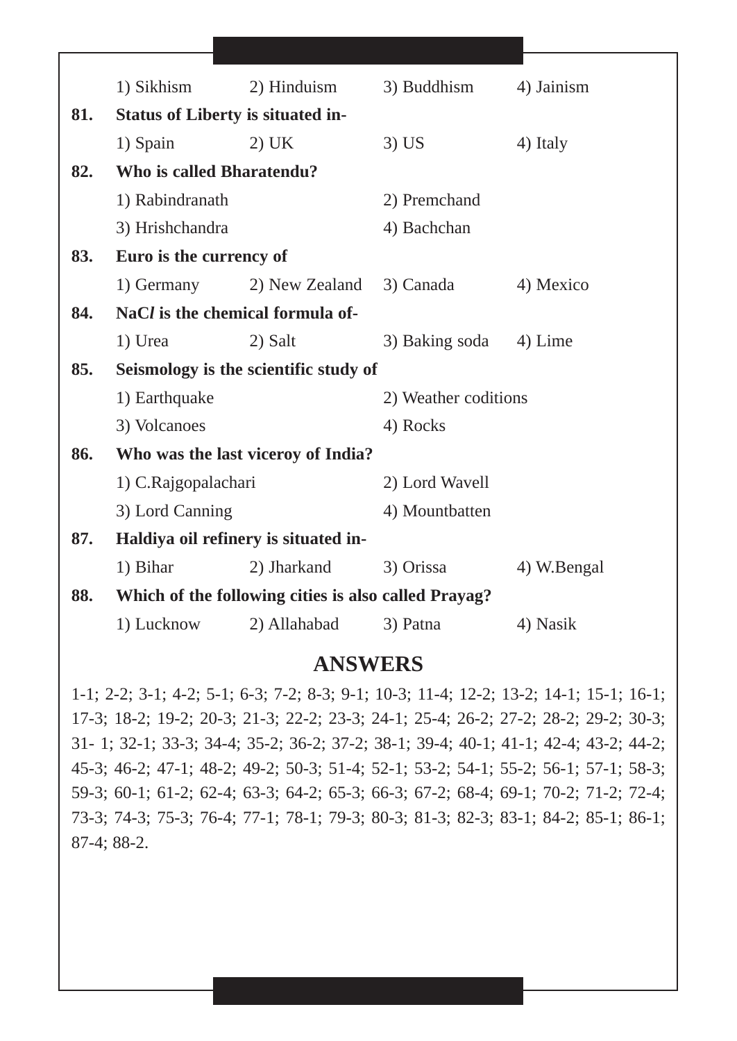1) Sikhism 2) Hinduism 3) Buddhism 4) Jainism

**81. Status of Liberty is situated in-**

1) Spain 2) UK 3) US 4) Italy

**82. Who is called Bharatendu?**

1) Rabindranath 2) Premchand
3) Hrishchandra 4) Bachchan

**83. Euro is the currency of**

1) Germany 2) New Zealand 3) Canada 4) Mexico

**84. NaC*l* is the chemical formula of-**

1) Urea 2) Salt 3) Baking soda 4) Lime

**85. Seismology is the scientific study of**

1) Earthquake 2) Weather coditions
3) Volcanoes 4) Rocks

**86. Who was the last viceroy of India?**

1) C.Rajgopalachari 2) Lord Wavell
3) Lord Canning 4) Mountbatten

**87. Haldiya oil refinery is situated in-**

1) Bihar 2) Jharkand 3) Orissa 4) W.Bengal

**88. Which of the following cities is also called Prayag?**

1) Lucknow 2) Allahabad 3) Patna 4) Nasik

## ANSWERS

1-1; 2-2; 3-1; 4-2; 5-1; 6-3; 7-2; 8-3; 9-1; 10-3; 11-4; 12-2; 13-2; 14-1; 15-1; 16-1; 17-3; 18-2; 19-2; 20-3; 21-3; 22-2; 23-3; 24-1; 25-4; 26-2; 27-2; 28-2; 29-2; 30-3; 31- 1; 32-1; 33-3; 34-4; 35-2; 36-2; 37-2; 38-1; 39-4; 40-1; 41-1; 42-4; 43-2; 44-2; 45-3; 46-2; 47-1; 48-2; 49-2; 50-3; 51-4; 52-1; 53-2; 54-1; 55-2; 56-1; 57-1; 58-3; 59-3; 60-1; 61-2; 62-4; 63-3; 64-2; 65-3; 66-3; 67-2; 68-4; 69-1; 70-2; 71-2; 72-4; 73-3; 74-3; 75-3; 76-4; 77-1; 78-1; 79-3; 80-3; 81-3; 82-3; 83-1; 84-2; 85-1; 86-1; 87-4; 88-2.